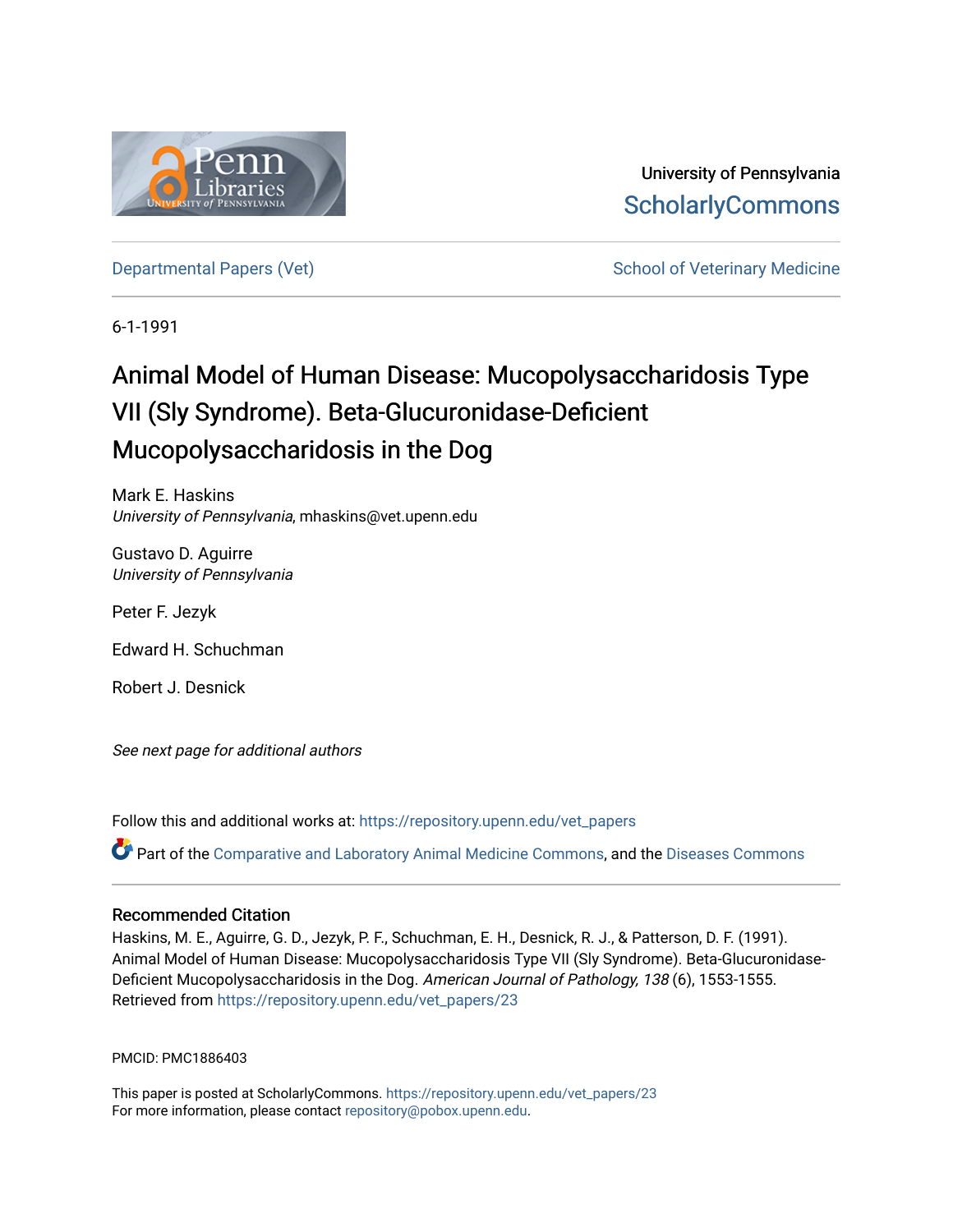University of Pennsylvania
ScholarlyCommons

Departmental Papers (Vet) School of Veterinary Medicine

6-1-1991

# Animal Model of Human Disease: Mucopolysaccharidosis Type VII (Sly Syndrome). Beta-Glucuronidase-Deficient Mucopolysaccharidosis in the Dog

Mark E. Haskins
*University of Pennsylvania*, mhaskins@vet.upenn.edu

Gustavo D. Aguirre
*University of Pennsylvania*

Peter F. Jezyk

Edward H. Schuchman

Robert J. Desnick

*See next page for additional authors*

Follow this and additional works at: https://repository.upenn.edu/vet_papers

Part of the Comparative and Laboratory Animal Medicine Commons, and the Diseases Commons

## Recommended Citation

Haskins, M. E., Aguirre, G. D., Jezyk, P. F., Schuchman, E. H., Desnick, R. J., & Patterson, D. F. (1991). Animal Model of Human Disease: Mucopolysaccharidosis Type VII (Sly Syndrome). Beta-Glucuronidase-Deficient Mucopolysaccharidosis in the Dog. *American Journal of Pathology, 138* (6), 1553-1555. Retrieved from https://repository.upenn.edu/vet_papers/23

PMCID: PMC1886403

This paper is posted at ScholarlyCommons. https://repository.upenn.edu/vet_papers/23
For more information, please contact repository@pobox.upenn.edu.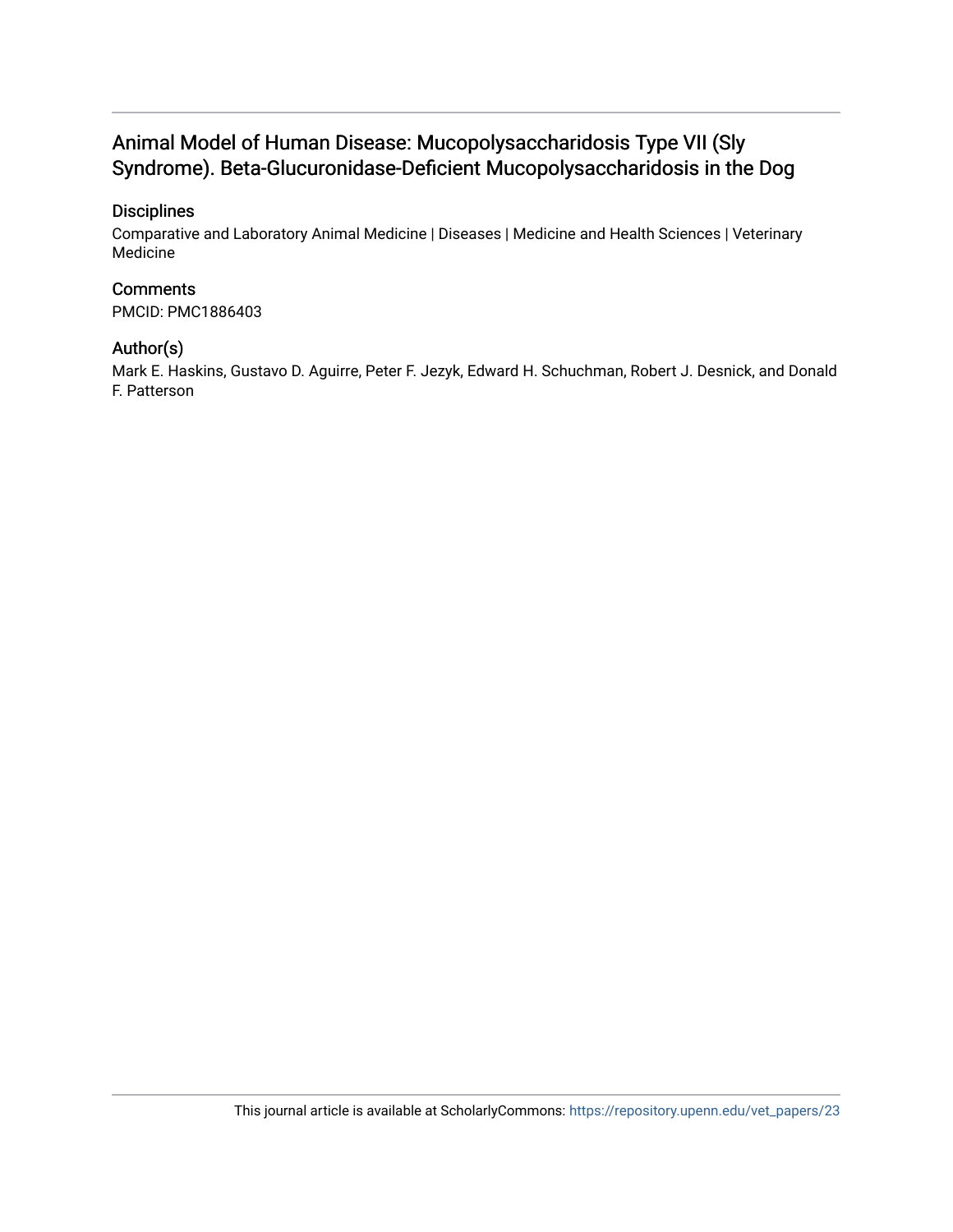# Animal Model of Human Disease: Mucopolysaccharidosis Type VII (Sly Syndrome). Beta-Glucuronidase-Deficient Mucopolysaccharidosis in the Dog

## Disciplines

Comparative and Laboratory Animal Medicine | Diseases | Medicine and Health Sciences | Veterinary Medicine

## Comments

PMCID: PMC1886403

## Author(s)

Mark E. Haskins, Gustavo D. Aguirre, Peter F. Jezyk, Edward H. Schuchman, Robert J. Desnick, and Donald F. Patterson

This journal article is available at ScholarlyCommons: https://repository.upenn.edu/vet_papers/23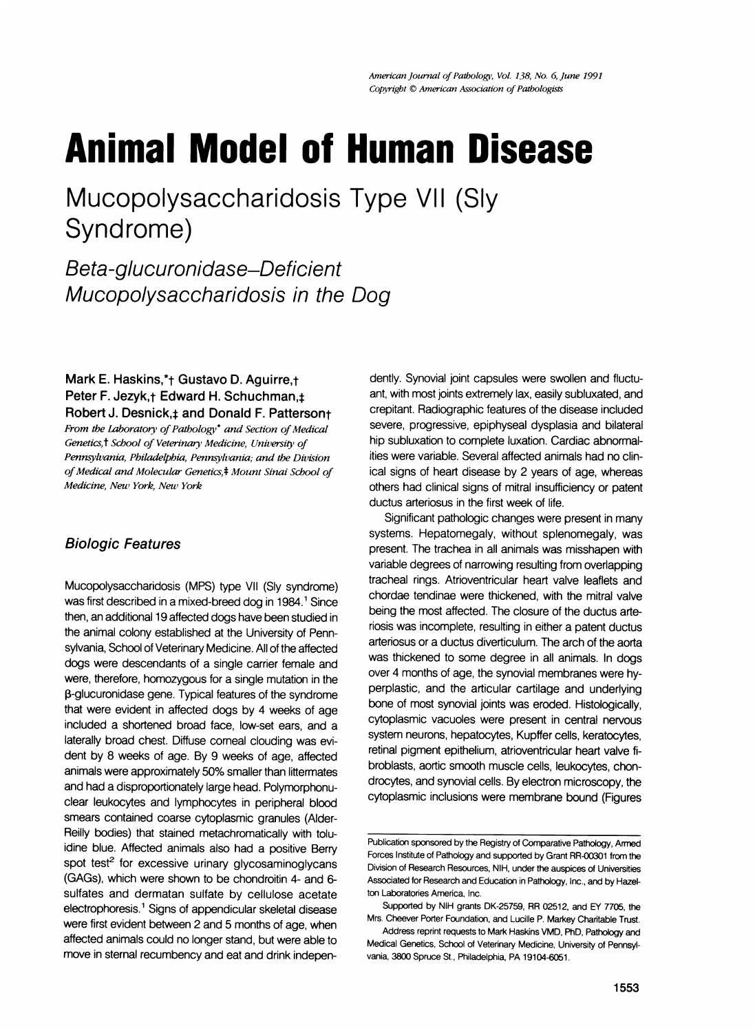# Animal Model of Human Disease

## Mucopolysaccharidosis Type VII (Sly Syndrome)

### *Beta-glucuronidase–Deficient Mucopolysaccharidosis in the Dog*

**Mark E. Haskins,\*† Gustavo D. Aguirre,† Peter F. Jezyk,† Edward H. Schuchman,‡ Robert J. Desnick,‡ and Donald F. Patterson†**

*From the Laboratory of Pathology\* and Section of Medical Genetics,† School of Veterinary Medicine, University of Pennsylvania, Philadelphia, Pennsylvania; and the Division of Medical and Molecular Genetics,‡ Mount Sinai School of Medicine, New York, New York*

### *Biologic Features*

Mucopolysaccharidosis (MPS) type VII (Sly syndrome) was first described in a mixed-breed dog in 1984.[1] Since then, an additional 19 affected dogs have been studied in the animal colony established at the University of Pennsylvania, School of Veterinary Medicine. All of the affected dogs were descendants of a single carrier female and were, therefore, homozygous for a single mutation in the β-glucuronidase gene. Typical features of the syndrome that were evident in affected dogs by 4 weeks of age included a shortened broad face, low-set ears, and a laterally broad chest. Diffuse corneal clouding was evident by 8 weeks of age. By 9 weeks of age, affected animals were approximately 50% smaller than littermates and had a disproportionately large head. Polymorphonuclear leukocytes and lymphocytes in peripheral blood smears contained coarse cytoplasmic granules (Alder-Reilly bodies) that stained metachromatically with toluidine blue. Affected animals also had a positive Berry spot test[2] for excessive urinary glycosaminoglycans (GAGs), which were shown to be chondroitin 4- and 6-sulfates and dermatan sulfate by cellulose acetate electrophoresis.[1] Signs of appendicular skeletal disease were first evident between 2 and 5 months of age, when affected animals could no longer stand, but were able to move in sternal recumbency and eat and drink independently. Synovial joint capsules were swollen and fluctuant, with most joints extremely lax, easily subluxated, and crepitant. Radiographic features of the disease included severe, progressive, epiphyseal dysplasia and bilateral hip subluxation to complete luxation. Cardiac abnormalities were variable. Several affected animals had no clinical signs of heart disease by 2 years of age, whereas others had clinical signs of mitral insufficiency or patent ductus arteriosus in the first week of life.

Significant pathologic changes were present in many systems. Hepatomegaly, without splenomegaly, was present. The trachea in all animals was misshapen with variable degrees of narrowing resulting from overlapping tracheal rings. Atrioventricular heart valve leaflets and chordae tendinae were thickened, with the mitral valve being the most affected. The closure of the ductus arteriosis was incomplete, resulting in either a patent ductus arteriosus or a ductus diverticulum. The arch of the aorta was thickened to some degree in all animals. In dogs over 4 months of age, the synovial membranes were hyperplastic, and the articular cartilage and underlying bone of most synovial joints was eroded. Histologically, cytoplasmic vacuoles were present in central nervous system neurons, hepatocytes, Kupffer cells, keratocytes, retinal pigment epithelium, atrioventricular heart valve fibroblasts, aortic smooth muscle cells, leukocytes, chondrocytes, and synovial cells. By electron microscopy, the cytoplasmic inclusions were membrane bound (Figures

---

Publication sponsored by the Registry of Comparative Pathology, Armed Forces Institute of Pathology and supported by Grant RR-00301 from the Division of Research Resources, NIH, under the auspices of Universities Associated for Research and Education in Pathology, Inc., and by Hazelton Laboratories America, Inc.

Supported by NIH grants DK-25759, RR 02512, and EY 7705, the Mrs. Cheever Porter Foundation, and Lucille P. Markey Charitable Trust.

Address reprint requests to Mark Haskins VMD, PhD, Pathology and Medical Genetics, School of Veterinary Medicine, University of Pennsylvania, 3800 Spruce St., Philadelphia, PA 19104-6051.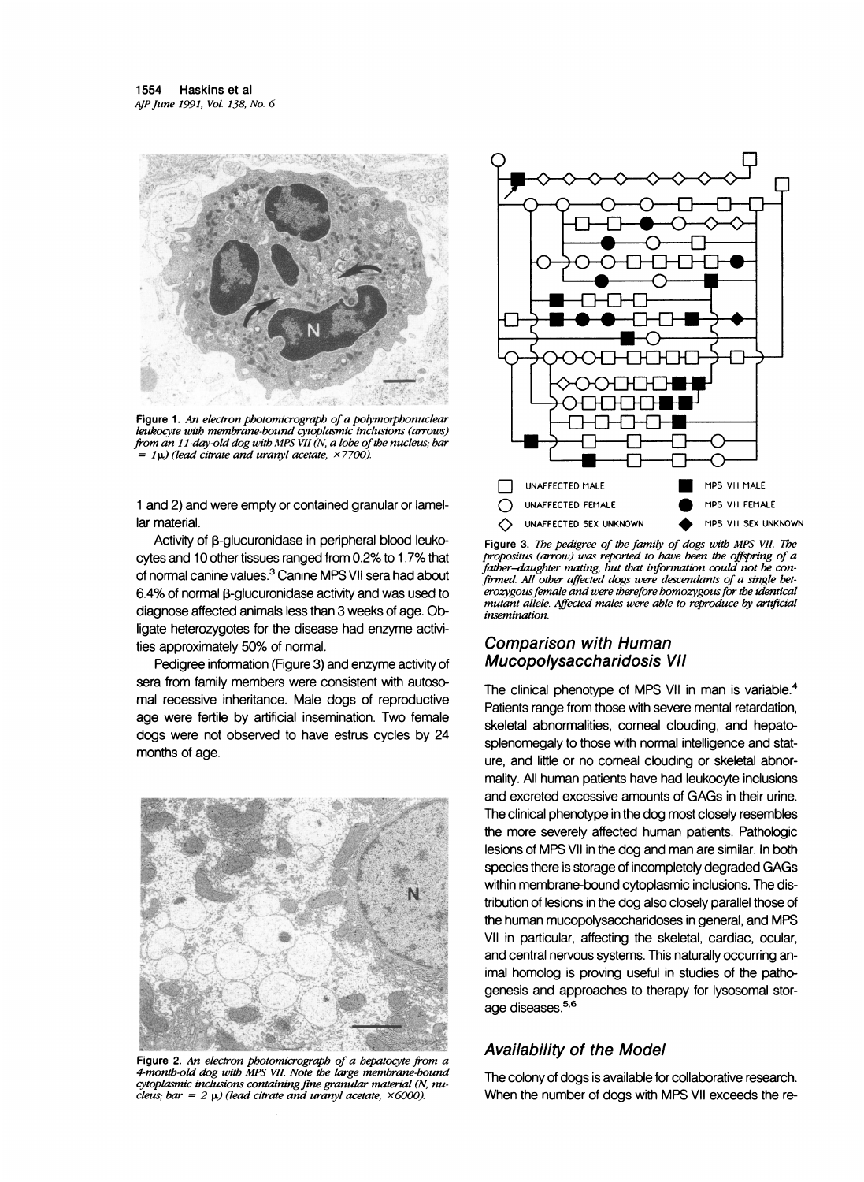Figure 1. *An electron photomicrograph of a polymorphonuclear leukocyte with membrane-bound cytoplasmic inclusions (arrows) from an 11-day-old dog with MPS VII (N, a lobe of the nucleus; bar = 1μ) (lead citrate and uranyl acetate, ×7700).*

1 and 2) and were empty or contained granular or lamellar material.

Activity of β-glucuronidase in peripheral blood leukocytes and 10 other tissues ranged from 0.2% to 1.7% that of normal canine values.[3] Canine MPS VII sera had about 6.4% of normal β-glucuronidase activity and was used to diagnose affected animals less than 3 weeks of age. Obligate heterozygotes for the disease had enzyme activities approximately 50% of normal.

Pedigree information (Figure 3) and enzyme activity of sera from family members were consistent with autosomal recessive inheritance. Male dogs of reproductive age were fertile by artificial insemination. Two female dogs were not observed to have estrus cycles by 24 months of age.

Figure 2. *An electron photomicrograph of a hepatocyte from a 4-month-old dog with MPS VII. Note the large membrane-bound cytoplasmic inclusions containing fine granular material (N, nucleus; bar = 2 μ) (lead citrate and uranyl acetate, ×6000).*

UNAFFECTED MALE — MPS VII MALE
UNAFFECTED FEMALE — MPS VII FEMALE
UNAFFECTED SEX UNKNOWN — MPS VII SEX UNKNOWN

Figure 3. *The pedigree of the family of dogs with MPS VII. The propositus (arrow) was reported to have been the offspring of a father–daughter mating, but that information could not be confirmed. All other affected dogs were descendants of a single heterozygous female and were therefore homozygous for the identical mutant allele. Affected males were able to reproduce by artificial insemination.*

## Comparison with Human Mucopolysaccharidosis VII

The clinical phenotype of MPS VII in man is variable.[4] Patients range from those with severe mental retardation, skeletal abnormalities, corneal clouding, and hepatosplenomegaly to those with normal intelligence and stature, and little or no corneal clouding or skeletal abnormality. All human patients have had leukocyte inclusions and excreted excessive amounts of GAGs in their urine. The clinical phenotype in the dog most closely resembles the more severely affected human patients. Pathologic lesions of MPS VII in the dog and man are similar. In both species there is storage of incompletely degraded GAGs within membrane-bound cytoplasmic inclusions. The distribution of lesions in the dog also closely parallel those of the human mucopolysaccharidoses in general, and MPS VII in particular, affecting the skeletal, cardiac, ocular, and central nervous systems. This naturally occurring animal homolog is proving useful in studies of the pathogenesis and approaches to therapy for lysosomal storage diseases.[5,6]

## Availability of the Model

The colony of dogs is available for collaborative research. When the number of dogs with MPS VII exceeds the re-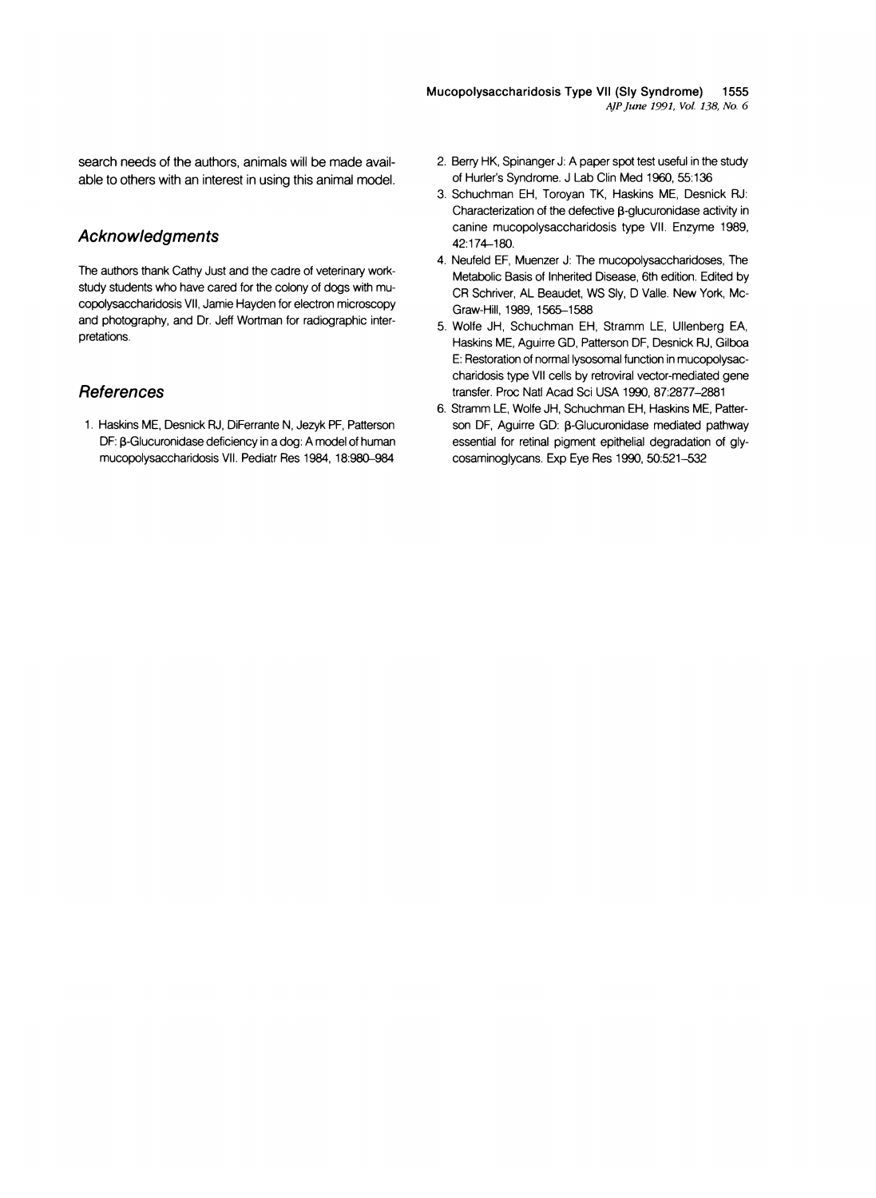search needs of the authors, animals will be made available to others with an interest in using this animal model.

## Acknowledgments

The authors thank Cathy Just and the cadre of veterinary work-study students who have cared for the colony of dogs with mucopolysaccharidosis VII, Jamie Hayden for electron microscopy and photography, and Dr. Jeff Wortman for radiographic interpretations.

## References

1. Haskins ME, Desnick RJ, DiFerrante N, Jezyk PF, Patterson DF: β-Glucuronidase deficiency in a dog: A model of human mucopolysaccharidosis VII. Pediatr Res 1984, 18:980–984
2. Berry HK, Spinanger J: A paper spot test useful in the study of Hurler's Syndrome. J Lab Clin Med 1960, 55:136
3. Schuchman EH, Toroyan TK, Haskins ME, Desnick RJ: Characterization of the defective β-glucuronidase activity in canine mucopolysaccharidosis type VII. Enzyme 1989, 42:174–180.
4. Neufeld EF, Muenzer J: The mucopolysaccharidoses, The Metabolic Basis of Inherited Disease, 6th edition. Edited by CR Schriver, AL Beaudet, WS Sly, D Valle. New York, McGraw-Hill, 1989, 1565–1588
5. Wolfe JH, Schuchman EH, Stramm LE, Ullenberg EA, Haskins ME, Aguirre GD, Patterson DF, Desnick RJ, Gilboa E: Restoration of normal lysosomal function in mucopolysaccharidosis type VII cells by retroviral vector-mediated gene transfer. Proc Natl Acad Sci USA 1990, 87:2877–2881
6. Stramm LE, Wolfe JH, Schuchman EH, Haskins ME, Patterson DF, Aguirre GD: β-Glucuronidase mediated pathway essential for retinal pigment epithelial degradation of glycosaminoglycans. Exp Eye Res 1990, 50:521–532